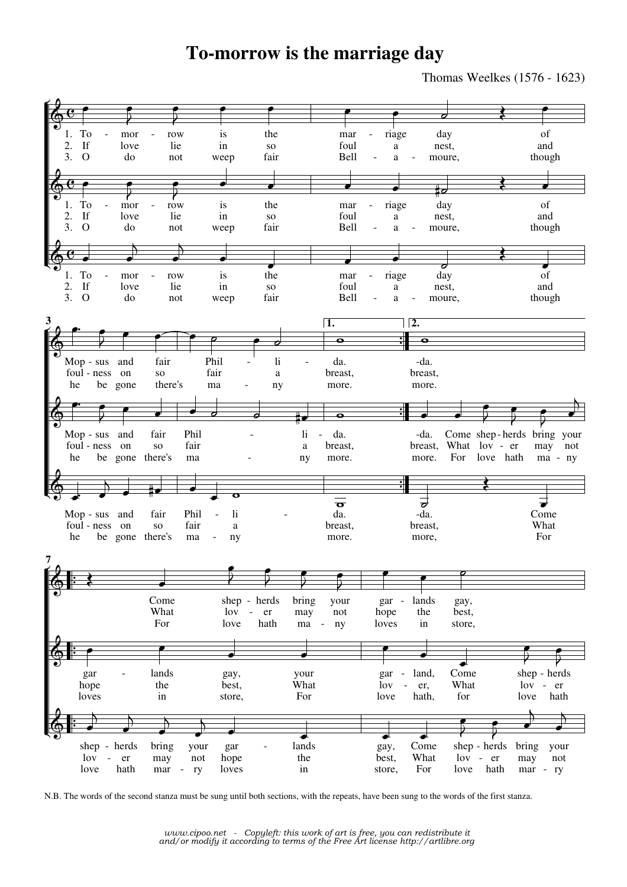# To-morrow is the marriage day

Thomas Weelkes (1576 - 1623)

N.B. The words of the second stanza must be sung until both sections, with the repeats, have been sung to the words of the first stanza.

*www.cipoo.net - Copyleft: this work of art is free, you can redistribute it and/or modify it according to terms of the Free Art license http://artlibre.org*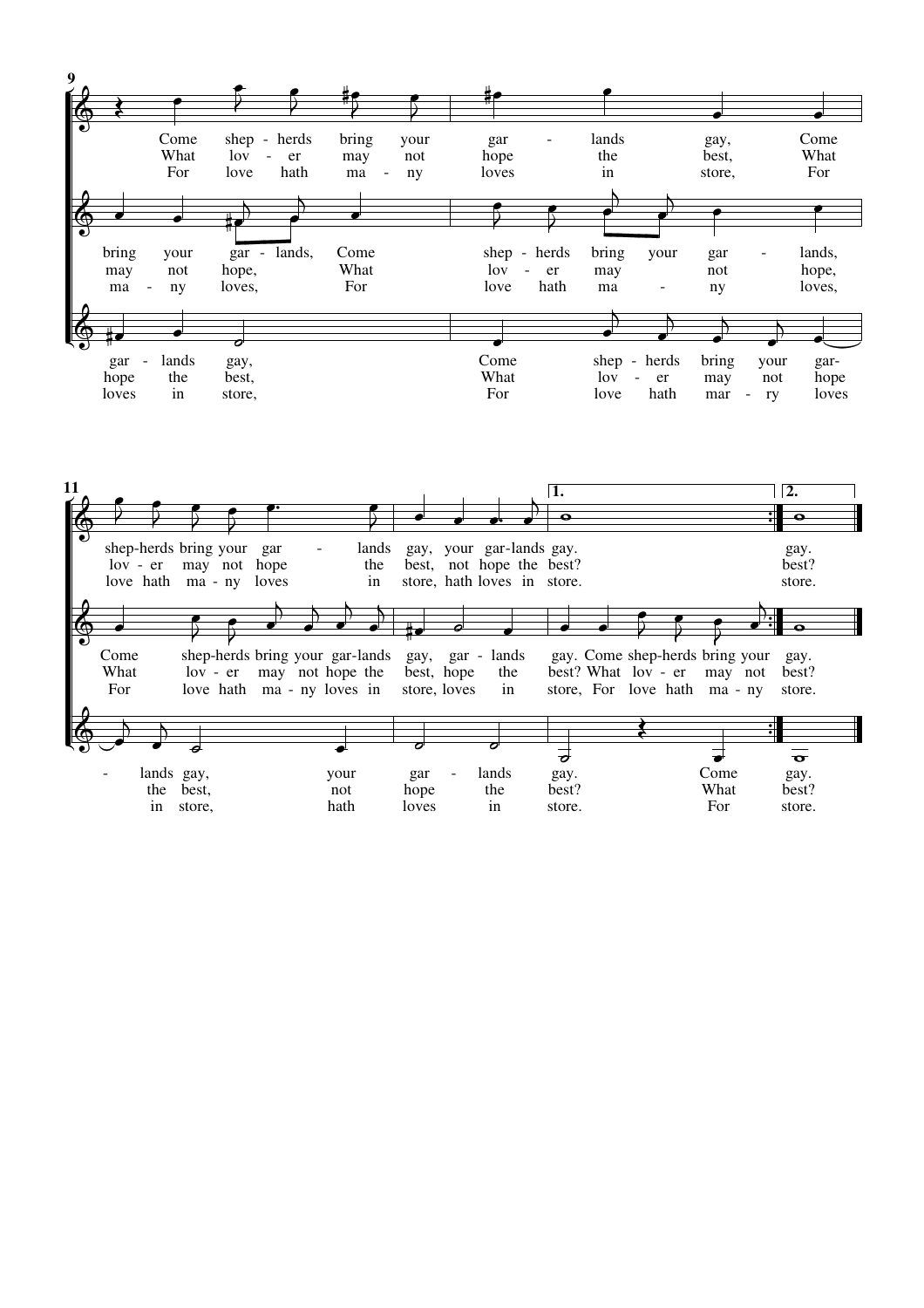9

Come shep - herds bring your gar - lands gay, Come
What lov - er may not hope the best, What
For love hath ma - ny loves in store, For

bring your gar - lands, Come shep - herds bring your gar - lands,
may not hope, What lov - er may not hope,
ma - ny loves, For love hath ma - ny loves,

gar - lands gay, Come shep - herds bring your gar-
hope the best, What lov - er may not hope
loves in store, For love hath mar - ry loves

11

shep-herds bring your gar - lands gay, your gar-lands gay. gay.
lov - er may not hope the best, not hope the best? best?
love hath ma - ny loves in store, hath loves in store. store.

Come shep-herds bring your gar-lands gay, gar - lands gay. Come shep-herds bring your gay.
What lov - er may not hope the best, hope the best? What lov - er may not best?
For love hath ma - ny loves in store, loves in store, For love hath ma - ny store.

- lands gay, your gar - lands gay. Come gay.
the best, not hope the best? What best?
in store, hath loves in store. For store.

1.

2.